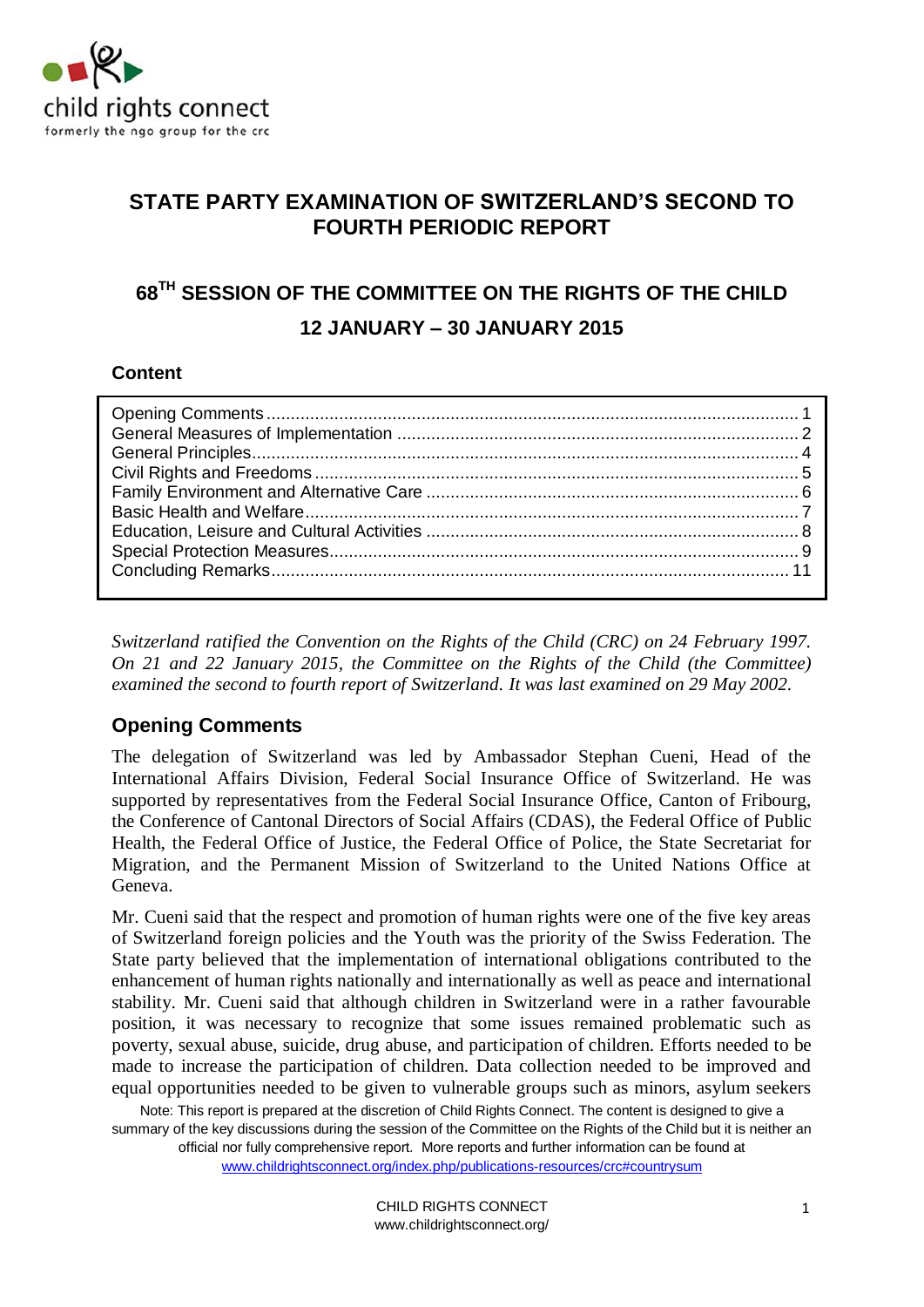child rights connect
formerly the ngo group for the crc

# STATE PARTY EXAMINATION OF SWITZERLAND'S SECOND TO FOURTH PERIODIC REPORT

## 68TH SESSION OF THE COMMITTEE ON THE RIGHTS OF THE CHILD

## 12 JANUARY – 30 JANUARY 2015

### Content

| | |
|---|---|
| Opening Comments | 1 |
| General Measures of Implementation | 2 |
| General Principles | 4 |
| Civil Rights and Freedoms | 5 |
| Family Environment and Alternative Care | 6 |
| Basic Health and Welfare | 7 |
| Education, Leisure and Cultural Activities | 8 |
| Special Protection Measures | 9 |
| Concluding Remarks | 11 |

*Switzerland ratified the Convention on the Rights of the Child (CRC) on 24 February 1997. On 21 and 22 January 2015, the Committee on the Rights of the Child (the Committee) examined the second to fourth report of Switzerland. It was last examined on 29 May 2002.*

## Opening Comments

The delegation of Switzerland was led by Ambassador Stephan Cueni, Head of the International Affairs Division, Federal Social Insurance Office of Switzerland. He was supported by representatives from the Federal Social Insurance Office, Canton of Fribourg, the Conference of Cantonal Directors of Social Affairs (CDAS), the Federal Office of Public Health, the Federal Office of Justice, the Federal Office of Police, the State Secretariat for Migration, and the Permanent Mission of Switzerland to the United Nations Office at Geneva.

Mr. Cueni said that the respect and promotion of human rights were one of the five key areas of Switzerland foreign policies and the Youth was the priority of the Swiss Federation. The State party believed that the implementation of international obligations contributed to the enhancement of human rights nationally and internationally as well as peace and international stability. Mr. Cueni said that although children in Switzerland were in a rather favourable position, it was necessary to recognize that some issues remained problematic such as poverty, sexual abuse, suicide, drug abuse, and participation of children. Efforts needed to be made to increase the participation of children. Data collection needed to be improved and equal opportunities needed to be given to vulnerable groups such as minors, asylum seekers

Note: This report is prepared at the discretion of Child Rights Connect. The content is designed to give a summary of the key discussions during the session of the Committee on the Rights of the Child but it is neither an official nor fully comprehensive report. More reports and further information can be found at www.childrightsconnect.org/index.php/publications-resources/crc#countrysum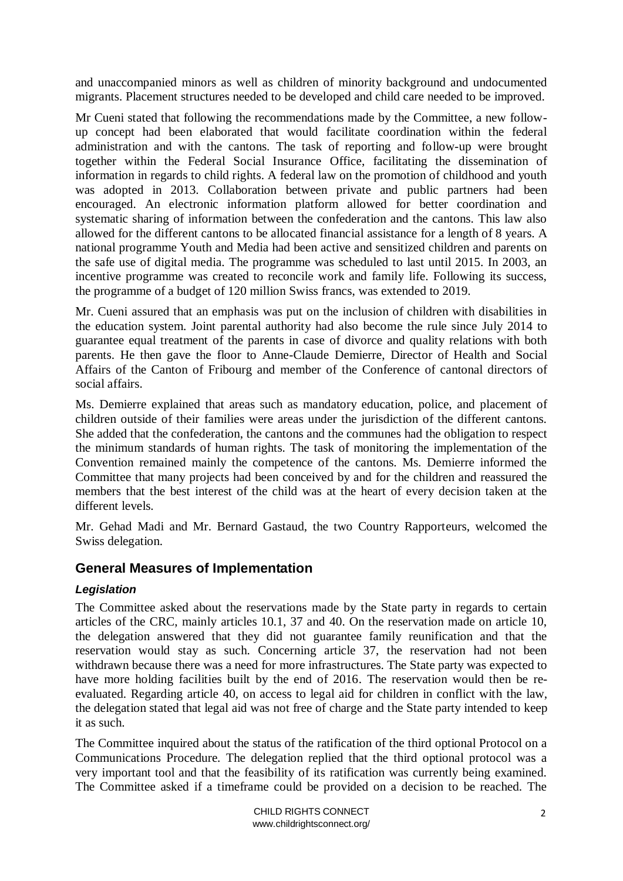and unaccompanied minors as well as children of minority background and undocumented migrants. Placement structures needed to be developed and child care needed to be improved.

Mr Cueni stated that following the recommendations made by the Committee, a new follow-up concept had been elaborated that would facilitate coordination within the federal administration and with the cantons. The task of reporting and follow-up were brought together within the Federal Social Insurance Office, facilitating the dissemination of information in regards to child rights. A federal law on the promotion of childhood and youth was adopted in 2013. Collaboration between private and public partners had been encouraged. An electronic information platform allowed for better coordination and systematic sharing of information between the confederation and the cantons. This law also allowed for the different cantons to be allocated financial assistance for a length of 8 years. A national programme Youth and Media had been active and sensitized children and parents on the safe use of digital media. The programme was scheduled to last until 2015. In 2003, an incentive programme was created to reconcile work and family life. Following its success, the programme of a budget of 120 million Swiss francs, was extended to 2019.

Mr. Cueni assured that an emphasis was put on the inclusion of children with disabilities in the education system. Joint parental authority had also become the rule since July 2014 to guarantee equal treatment of the parents in case of divorce and quality relations with both parents. He then gave the floor to Anne-Claude Demierre, Director of Health and Social Affairs of the Canton of Fribourg and member of the Conference of cantonal directors of social affairs.

Ms. Demierre explained that areas such as mandatory education, police, and placement of children outside of their families were areas under the jurisdiction of the different cantons. She added that the confederation, the cantons and the communes had the obligation to respect the minimum standards of human rights. The task of monitoring the implementation of the Convention remained mainly the competence of the cantons. Ms. Demierre informed the Committee that many projects had been conceived by and for the children and reassured the members that the best interest of the child was at the heart of every decision taken at the different levels.

Mr. Gehad Madi and Mr. Bernard Gastaud, the two Country Rapporteurs, welcomed the Swiss delegation.

## General Measures of Implementation

### *Legislation*

The Committee asked about the reservations made by the State party in regards to certain articles of the CRC, mainly articles 10.1, 37 and 40. On the reservation made on article 10, the delegation answered that they did not guarantee family reunification and that the reservation would stay as such. Concerning article 37, the reservation had not been withdrawn because there was a need for more infrastructures. The State party was expected to have more holding facilities built by the end of 2016. The reservation would then be re-evaluated. Regarding article 40, on access to legal aid for children in conflict with the law, the delegation stated that legal aid was not free of charge and the State party intended to keep it as such.

The Committee inquired about the status of the ratification of the third optional Protocol on a Communications Procedure. The delegation replied that the third optional protocol was a very important tool and that the feasibility of its ratification was currently being examined. The Committee asked if a timeframe could be provided on a decision to be reached. The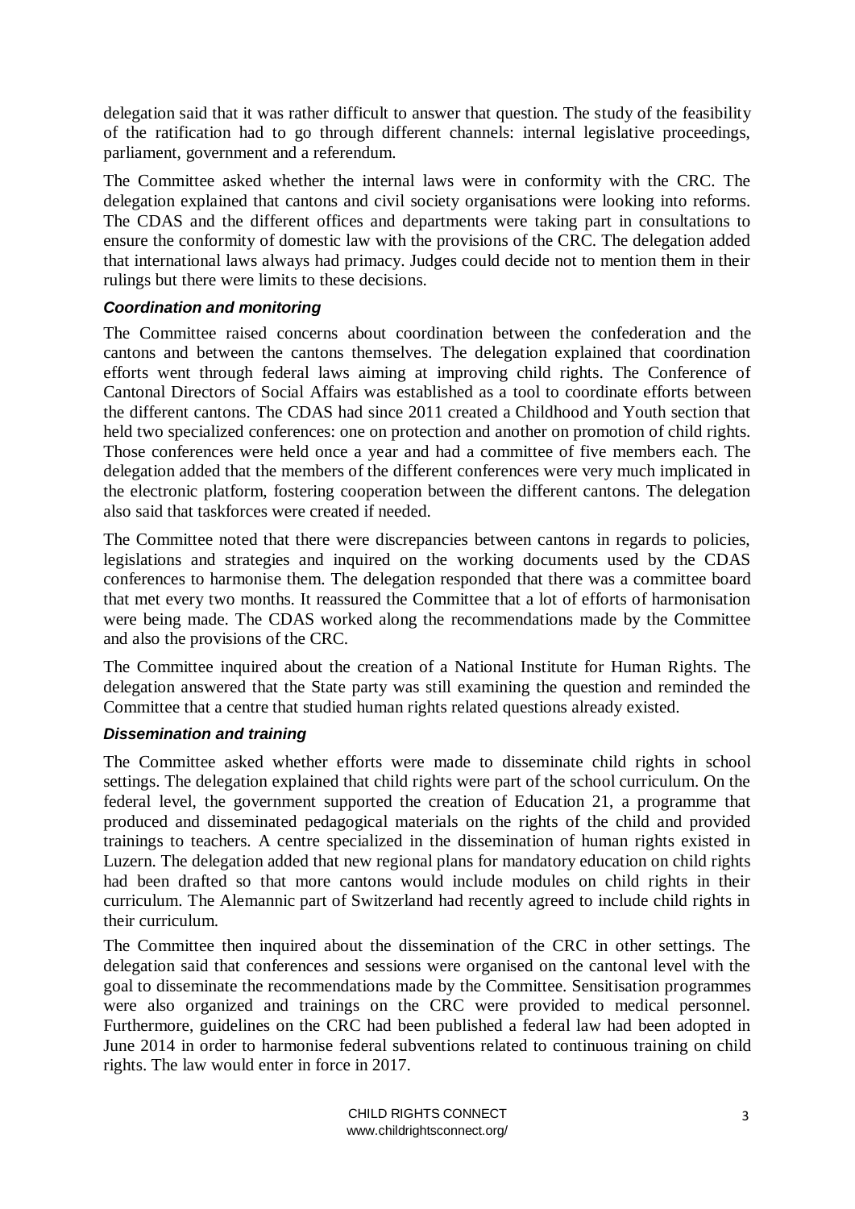delegation said that it was rather difficult to answer that question. The study of the feasibility of the ratification had to go through different channels: internal legislative proceedings, parliament, government and a referendum.

The Committee asked whether the internal laws were in conformity with the CRC. The delegation explained that cantons and civil society organisations were looking into reforms. The CDAS and the different offices and departments were taking part in consultations to ensure the conformity of domestic law with the provisions of the CRC. The delegation added that international laws always had primacy. Judges could decide not to mention them in their rulings but there were limits to these decisions.

#### *Coordination and monitoring*

The Committee raised concerns about coordination between the confederation and the cantons and between the cantons themselves. The delegation explained that coordination efforts went through federal laws aiming at improving child rights. The Conference of Cantonal Directors of Social Affairs was established as a tool to coordinate efforts between the different cantons. The CDAS had since 2011 created a Childhood and Youth section that held two specialized conferences: one on protection and another on promotion of child rights. Those conferences were held once a year and had a committee of five members each. The delegation added that the members of the different conferences were very much implicated in the electronic platform, fostering cooperation between the different cantons. The delegation also said that taskforces were created if needed.

The Committee noted that there were discrepancies between cantons in regards to policies, legislations and strategies and inquired on the working documents used by the CDAS conferences to harmonise them. The delegation responded that there was a committee board that met every two months. It reassured the Committee that a lot of efforts of harmonisation were being made. The CDAS worked along the recommendations made by the Committee and also the provisions of the CRC.

The Committee inquired about the creation of a National Institute for Human Rights. The delegation answered that the State party was still examining the question and reminded the Committee that a centre that studied human rights related questions already existed.

#### *Dissemination and training*

The Committee asked whether efforts were made to disseminate child rights in school settings. The delegation explained that child rights were part of the school curriculum. On the federal level, the government supported the creation of Education 21, a programme that produced and disseminated pedagogical materials on the rights of the child and provided trainings to teachers. A centre specialized in the dissemination of human rights existed in Luzern. The delegation added that new regional plans for mandatory education on child rights had been drafted so that more cantons would include modules on child rights in their curriculum. The Alemannic part of Switzerland had recently agreed to include child rights in their curriculum.

The Committee then inquired about the dissemination of the CRC in other settings. The delegation said that conferences and sessions were organised on the cantonal level with the goal to disseminate the recommendations made by the Committee. Sensitisation programmes were also organized and trainings on the CRC were provided to medical personnel. Furthermore, guidelines on the CRC had been published a federal law had been adopted in June 2014 in order to harmonise federal subventions related to continuous training on child rights. The law would enter in force in 2017.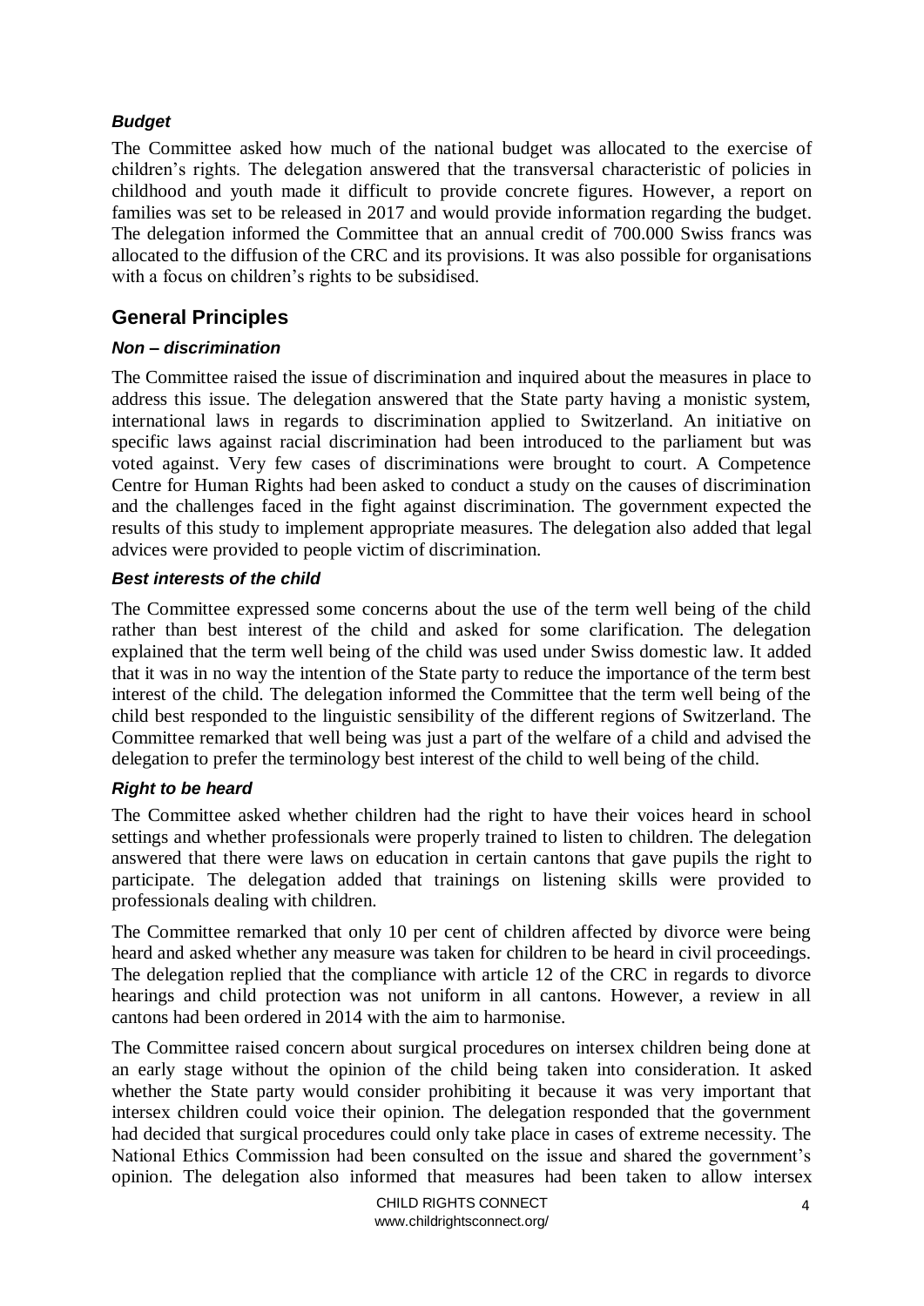### *Budget*

The Committee asked how much of the national budget was allocated to the exercise of children's rights. The delegation answered that the transversal characteristic of policies in childhood and youth made it difficult to provide concrete figures. However, a report on families was set to be released in 2017 and would provide information regarding the budget. The delegation informed the Committee that an annual credit of 700.000 Swiss francs was allocated to the diffusion of the CRC and its provisions. It was also possible for organisations with a focus on children's rights to be subsidised.

## General Principles

### *Non – discrimination*

The Committee raised the issue of discrimination and inquired about the measures in place to address this issue. The delegation answered that the State party having a monistic system, international laws in regards to discrimination applied to Switzerland. An initiative on specific laws against racial discrimination had been introduced to the parliament but was voted against. Very few cases of discriminations were brought to court. A Competence Centre for Human Rights had been asked to conduct a study on the causes of discrimination and the challenges faced in the fight against discrimination. The government expected the results of this study to implement appropriate measures. The delegation also added that legal advices were provided to people victim of discrimination.

### *Best interests of the child*

The Committee expressed some concerns about the use of the term well being of the child rather than best interest of the child and asked for some clarification. The delegation explained that the term well being of the child was used under Swiss domestic law. It added that it was in no way the intention of the State party to reduce the importance of the term best interest of the child. The delegation informed the Committee that the term well being of the child best responded to the linguistic sensibility of the different regions of Switzerland. The Committee remarked that well being was just a part of the welfare of a child and advised the delegation to prefer the terminology best interest of the child to well being of the child.

### *Right to be heard*

The Committee asked whether children had the right to have their voices heard in school settings and whether professionals were properly trained to listen to children. The delegation answered that there were laws on education in certain cantons that gave pupils the right to participate. The delegation added that trainings on listening skills were provided to professionals dealing with children.

The Committee remarked that only 10 per cent of children affected by divorce were being heard and asked whether any measure was taken for children to be heard in civil proceedings. The delegation replied that the compliance with article 12 of the CRC in regards to divorce hearings and child protection was not uniform in all cantons. However, a review in all cantons had been ordered in 2014 with the aim to harmonise.

The Committee raised concern about surgical procedures on intersex children being done at an early stage without the opinion of the child being taken into consideration. It asked whether the State party would consider prohibiting it because it was very important that intersex children could voice their opinion. The delegation responded that the government had decided that surgical procedures could only take place in cases of extreme necessity. The National Ethics Commission had been consulted on the issue and shared the government's opinion. The delegation also informed that measures had been taken to allow intersex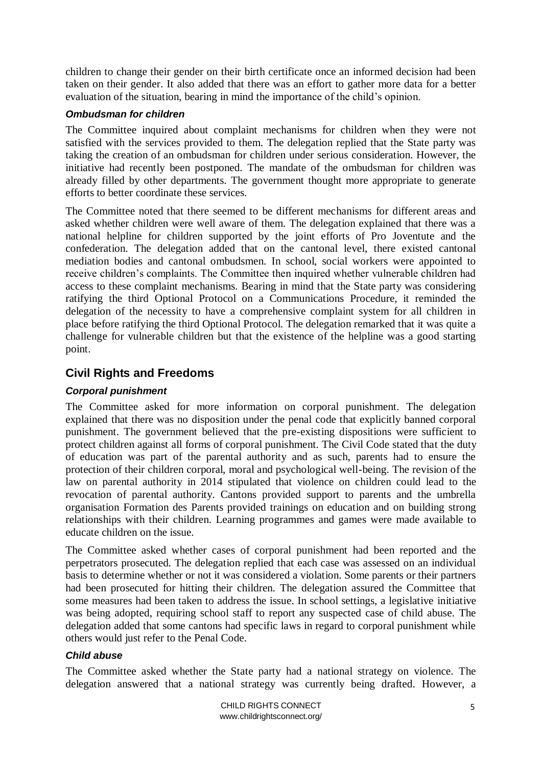children to change their gender on their birth certificate once an informed decision had been taken on their gender. It also added that there was an effort to gather more data for a better evaluation of the situation, bearing in mind the importance of the child's opinion.

### *Ombudsman for children*

The Committee inquired about complaint mechanisms for children when they were not satisfied with the services provided to them. The delegation replied that the State party was taking the creation of an ombudsman for children under serious consideration. However, the initiative had recently been postponed. The mandate of the ombudsman for children was already filled by other departments. The government thought more appropriate to generate efforts to better coordinate these services.

The Committee noted that there seemed to be different mechanisms for different areas and asked whether children were well aware of them. The delegation explained that there was a national helpline for children supported by the joint efforts of Pro Joventute and the confederation. The delegation added that on the cantonal level, there existed cantonal mediation bodies and cantonal ombudsmen. In school, social workers were appointed to receive children's complaints. The Committee then inquired whether vulnerable children had access to these complaint mechanisms. Bearing in mind that the State party was considering ratifying the third Optional Protocol on a Communications Procedure, it reminded the delegation of the necessity to have a comprehensive complaint system for all children in place before ratifying the third Optional Protocol. The delegation remarked that it was quite a challenge for vulnerable children but that the existence of the helpline was a good starting point.

## Civil Rights and Freedoms

### *Corporal punishment*

The Committee asked for more information on corporal punishment. The delegation explained that there was no disposition under the penal code that explicitly banned corporal punishment. The government believed that the pre-existing dispositions were sufficient to protect children against all forms of corporal punishment. The Civil Code stated that the duty of education was part of the parental authority and as such, parents had to ensure the protection of their children corporal, moral and psychological well-being. The revision of the law on parental authority in 2014 stipulated that violence on children could lead to the revocation of parental authority. Cantons provided support to parents and the umbrella organisation Formation des Parents provided trainings on education and on building strong relationships with their children. Learning programmes and games were made available to educate children on the issue.

The Committee asked whether cases of corporal punishment had been reported and the perpetrators prosecuted. The delegation replied that each case was assessed on an individual basis to determine whether or not it was considered a violation. Some parents or their partners had been prosecuted for hitting their children. The delegation assured the Committee that some measures had been taken to address the issue. In school settings, a legislative initiative was being adopted, requiring school staff to report any suspected case of child abuse. The delegation added that some cantons had specific laws in regard to corporal punishment while others would just refer to the Penal Code.

### *Child abuse*

The Committee asked whether the State party had a national strategy on violence. The delegation answered that a national strategy was currently being drafted. However, a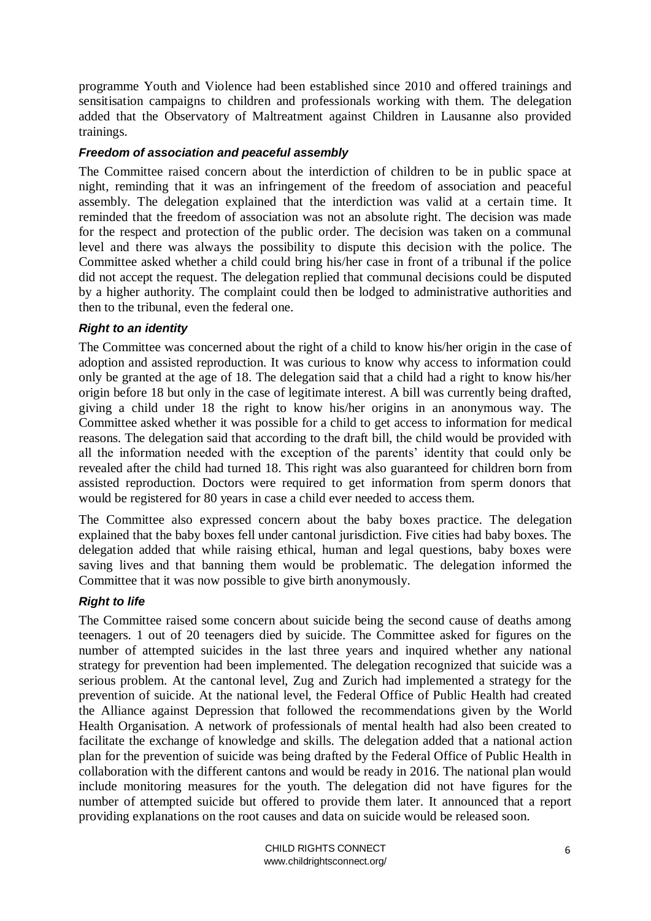programme Youth and Violence had been established since 2010 and offered trainings and sensitisation campaigns to children and professionals working with them. The delegation added that the Observatory of Maltreatment against Children in Lausanne also provided trainings.

### *Freedom of association and peaceful assembly*

The Committee raised concern about the interdiction of children to be in public space at night, reminding that it was an infringement of the freedom of association and peaceful assembly. The delegation explained that the interdiction was valid at a certain time. It reminded that the freedom of association was not an absolute right. The decision was made for the respect and protection of the public order. The decision was taken on a communal level and there was always the possibility to dispute this decision with the police. The Committee asked whether a child could bring his/her case in front of a tribunal if the police did not accept the request. The delegation replied that communal decisions could be disputed by a higher authority. The complaint could then be lodged to administrative authorities and then to the tribunal, even the federal one.

### *Right to an identity*

The Committee was concerned about the right of a child to know his/her origin in the case of adoption and assisted reproduction. It was curious to know why access to information could only be granted at the age of 18. The delegation said that a child had a right to know his/her origin before 18 but only in the case of legitimate interest. A bill was currently being drafted, giving a child under 18 the right to know his/her origins in an anonymous way. The Committee asked whether it was possible for a child to get access to information for medical reasons. The delegation said that according to the draft bill, the child would be provided with all the information needed with the exception of the parents' identity that could only be revealed after the child had turned 18. This right was also guaranteed for children born from assisted reproduction. Doctors were required to get information from sperm donors that would be registered for 80 years in case a child ever needed to access them.

The Committee also expressed concern about the baby boxes practice. The delegation explained that the baby boxes fell under cantonal jurisdiction. Five cities had baby boxes. The delegation added that while raising ethical, human and legal questions, baby boxes were saving lives and that banning them would be problematic. The delegation informed the Committee that it was now possible to give birth anonymously.

### *Right to life*

The Committee raised some concern about suicide being the second cause of deaths among teenagers. 1 out of 20 teenagers died by suicide. The Committee asked for figures on the number of attempted suicides in the last three years and inquired whether any national strategy for prevention had been implemented. The delegation recognized that suicide was a serious problem. At the cantonal level, Zug and Zurich had implemented a strategy for the prevention of suicide. At the national level, the Federal Office of Public Health had created the Alliance against Depression that followed the recommendations given by the World Health Organisation. A network of professionals of mental health had also been created to facilitate the exchange of knowledge and skills. The delegation added that a national action plan for the prevention of suicide was being drafted by the Federal Office of Public Health in collaboration with the different cantons and would be ready in 2016. The national plan would include monitoring measures for the youth. The delegation did not have figures for the number of attempted suicide but offered to provide them later. It announced that a report providing explanations on the root causes and data on suicide would be released soon.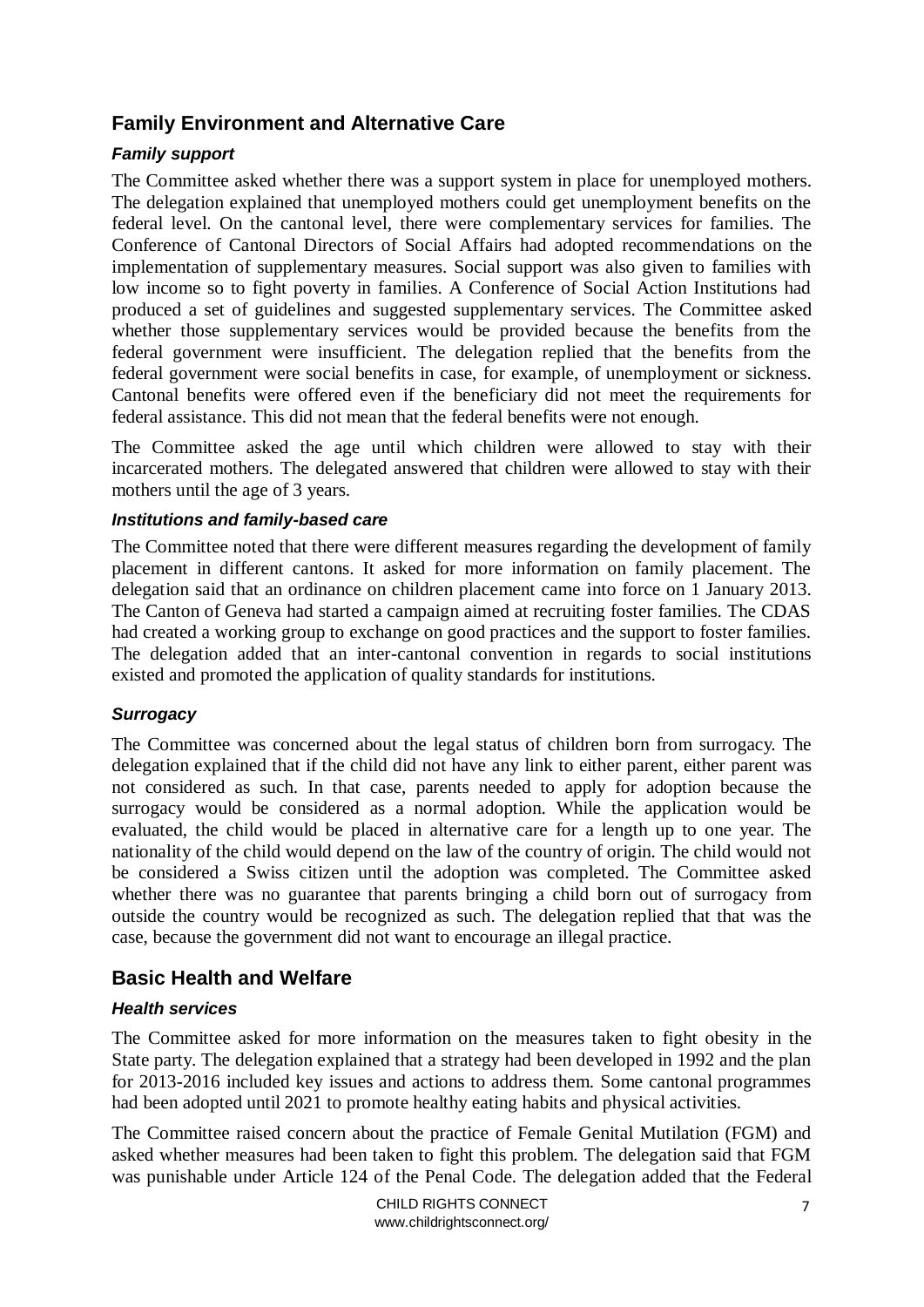## Family Environment and Alternative Care

### *Family support*

The Committee asked whether there was a support system in place for unemployed mothers. The delegation explained that unemployed mothers could get unemployment benefits on the federal level. On the cantonal level, there were complementary services for families. The Conference of Cantonal Directors of Social Affairs had adopted recommendations on the implementation of supplementary measures. Social support was also given to families with low income so to fight poverty in families. A Conference of Social Action Institutions had produced a set of guidelines and suggested supplementary services. The Committee asked whether those supplementary services would be provided because the benefits from the federal government were insufficient. The delegation replied that the benefits from the federal government were social benefits in case, for example, of unemployment or sickness. Cantonal benefits were offered even if the beneficiary did not meet the requirements for federal assistance. This did not mean that the federal benefits were not enough.

The Committee asked the age until which children were allowed to stay with their incarcerated mothers. The delegated answered that children were allowed to stay with their mothers until the age of 3 years.

### *Institutions and family-based care*

The Committee noted that there were different measures regarding the development of family placement in different cantons. It asked for more information on family placement. The delegation said that an ordinance on children placement came into force on 1 January 2013. The Canton of Geneva had started a campaign aimed at recruiting foster families. The CDAS had created a working group to exchange on good practices and the support to foster families. The delegation added that an inter-cantonal convention in regards to social institutions existed and promoted the application of quality standards for institutions.

### *Surrogacy*

The Committee was concerned about the legal status of children born from surrogacy. The delegation explained that if the child did not have any link to either parent, either parent was not considered as such. In that case, parents needed to apply for adoption because the surrogacy would be considered as a normal adoption. While the application would be evaluated, the child would be placed in alternative care for a length up to one year. The nationality of the child would depend on the law of the country of origin. The child would not be considered a Swiss citizen until the adoption was completed. The Committee asked whether there was no guarantee that parents bringing a child born out of surrogacy from outside the country would be recognized as such. The delegation replied that that was the case, because the government did not want to encourage an illegal practice.

## Basic Health and Welfare

### *Health services*

The Committee asked for more information on the measures taken to fight obesity in the State party. The delegation explained that a strategy had been developed in 1992 and the plan for 2013-2016 included key issues and actions to address them. Some cantonal programmes had been adopted until 2021 to promote healthy eating habits and physical activities.

The Committee raised concern about the practice of Female Genital Mutilation (FGM) and asked whether measures had been taken to fight this problem. The delegation said that FGM was punishable under Article 124 of the Penal Code. The delegation added that the Federal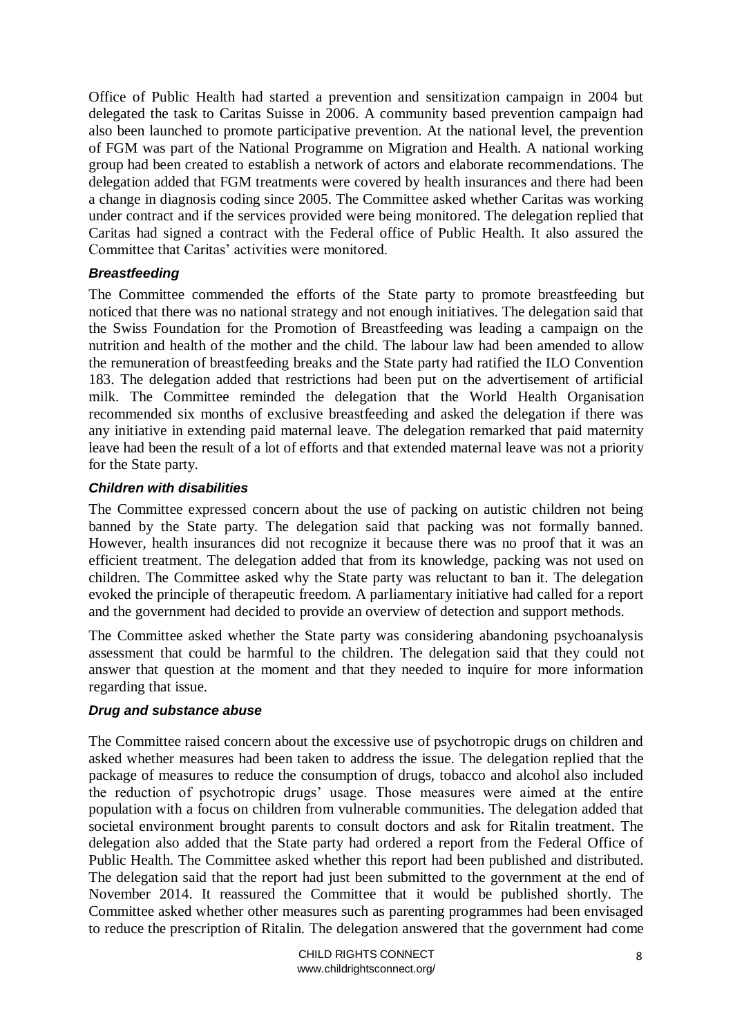Office of Public Health had started a prevention and sensitization campaign in 2004 but delegated the task to Caritas Suisse in 2006. A community based prevention campaign had also been launched to promote participative prevention. At the national level, the prevention of FGM was part of the National Programme on Migration and Health. A national working group had been created to establish a network of actors and elaborate recommendations. The delegation added that FGM treatments were covered by health insurances and there had been a change in diagnosis coding since 2005. The Committee asked whether Caritas was working under contract and if the services provided were being monitored. The delegation replied that Caritas had signed a contract with the Federal office of Public Health. It also assured the Committee that Caritas' activities were monitored.

#### *Breastfeeding*

The Committee commended the efforts of the State party to promote breastfeeding but noticed that there was no national strategy and not enough initiatives. The delegation said that the Swiss Foundation for the Promotion of Breastfeeding was leading a campaign on the nutrition and health of the mother and the child. The labour law had been amended to allow the remuneration of breastfeeding breaks and the State party had ratified the ILO Convention 183. The delegation added that restrictions had been put on the advertisement of artificial milk. The Committee reminded the delegation that the World Health Organisation recommended six months of exclusive breastfeeding and asked the delegation if there was any initiative in extending paid maternal leave. The delegation remarked that paid maternity leave had been the result of a lot of efforts and that extended maternal leave was not a priority for the State party.

#### *Children with disabilities*

The Committee expressed concern about the use of packing on autistic children not being banned by the State party. The delegation said that packing was not formally banned. However, health insurances did not recognize it because there was no proof that it was an efficient treatment. The delegation added that from its knowledge, packing was not used on children. The Committee asked why the State party was reluctant to ban it. The delegation evoked the principle of therapeutic freedom. A parliamentary initiative had called for a report and the government had decided to provide an overview of detection and support methods.

The Committee asked whether the State party was considering abandoning psychoanalysis assessment that could be harmful to the children. The delegation said that they could not answer that question at the moment and that they needed to inquire for more information regarding that issue.

#### *Drug and substance abuse*

The Committee raised concern about the excessive use of psychotropic drugs on children and asked whether measures had been taken to address the issue. The delegation replied that the package of measures to reduce the consumption of drugs, tobacco and alcohol also included the reduction of psychotropic drugs' usage. Those measures were aimed at the entire population with a focus on children from vulnerable communities. The delegation added that societal environment brought parents to consult doctors and ask for Ritalin treatment. The delegation also added that the State party had ordered a report from the Federal Office of Public Health. The Committee asked whether this report had been published and distributed. The delegation said that the report had just been submitted to the government at the end of November 2014. It reassured the Committee that it would be published shortly. The Committee asked whether other measures such as parenting programmes had been envisaged to reduce the prescription of Ritalin. The delegation answered that the government had come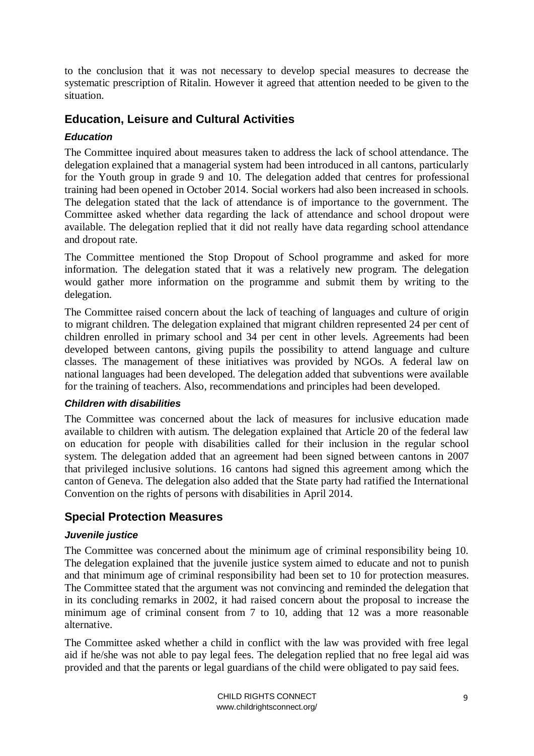to the conclusion that it was not necessary to develop special measures to decrease the systematic prescription of Ritalin. However it agreed that attention needed to be given to the situation.

## Education, Leisure and Cultural Activities

### *Education*

The Committee inquired about measures taken to address the lack of school attendance. The delegation explained that a managerial system had been introduced in all cantons, particularly for the Youth group in grade 9 and 10. The delegation added that centres for professional training had been opened in October 2014. Social workers had also been increased in schools. The delegation stated that the lack of attendance is of importance to the government. The Committee asked whether data regarding the lack of attendance and school dropout were available. The delegation replied that it did not really have data regarding school attendance and dropout rate.

The Committee mentioned the Stop Dropout of School programme and asked for more information. The delegation stated that it was a relatively new program. The delegation would gather more information on the programme and submit them by writing to the delegation.

The Committee raised concern about the lack of teaching of languages and culture of origin to migrant children. The delegation explained that migrant children represented 24 per cent of children enrolled in primary school and 34 per cent in other levels. Agreements had been developed between cantons, giving pupils the possibility to attend language and culture classes. The management of these initiatives was provided by NGOs. A federal law on national languages had been developed. The delegation added that subventions were available for the training of teachers. Also, recommendations and principles had been developed.

### *Children with disabilities*

The Committee was concerned about the lack of measures for inclusive education made available to children with autism. The delegation explained that Article 20 of the federal law on education for people with disabilities called for their inclusion in the regular school system. The delegation added that an agreement had been signed between cantons in 2007 that privileged inclusive solutions. 16 cantons had signed this agreement among which the canton of Geneva. The delegation also added that the State party had ratified the International Convention on the rights of persons with disabilities in April 2014.

## Special Protection Measures

### *Juvenile justice*

The Committee was concerned about the minimum age of criminal responsibility being 10. The delegation explained that the juvenile justice system aimed to educate and not to punish and that minimum age of criminal responsibility had been set to 10 for protection measures. The Committee stated that the argument was not convincing and reminded the delegation that in its concluding remarks in 2002, it had raised concern about the proposal to increase the minimum age of criminal consent from 7 to 10, adding that 12 was a more reasonable alternative.

The Committee asked whether a child in conflict with the law was provided with free legal aid if he/she was not able to pay legal fees. The delegation replied that no free legal aid was provided and that the parents or legal guardians of the child were obligated to pay said fees.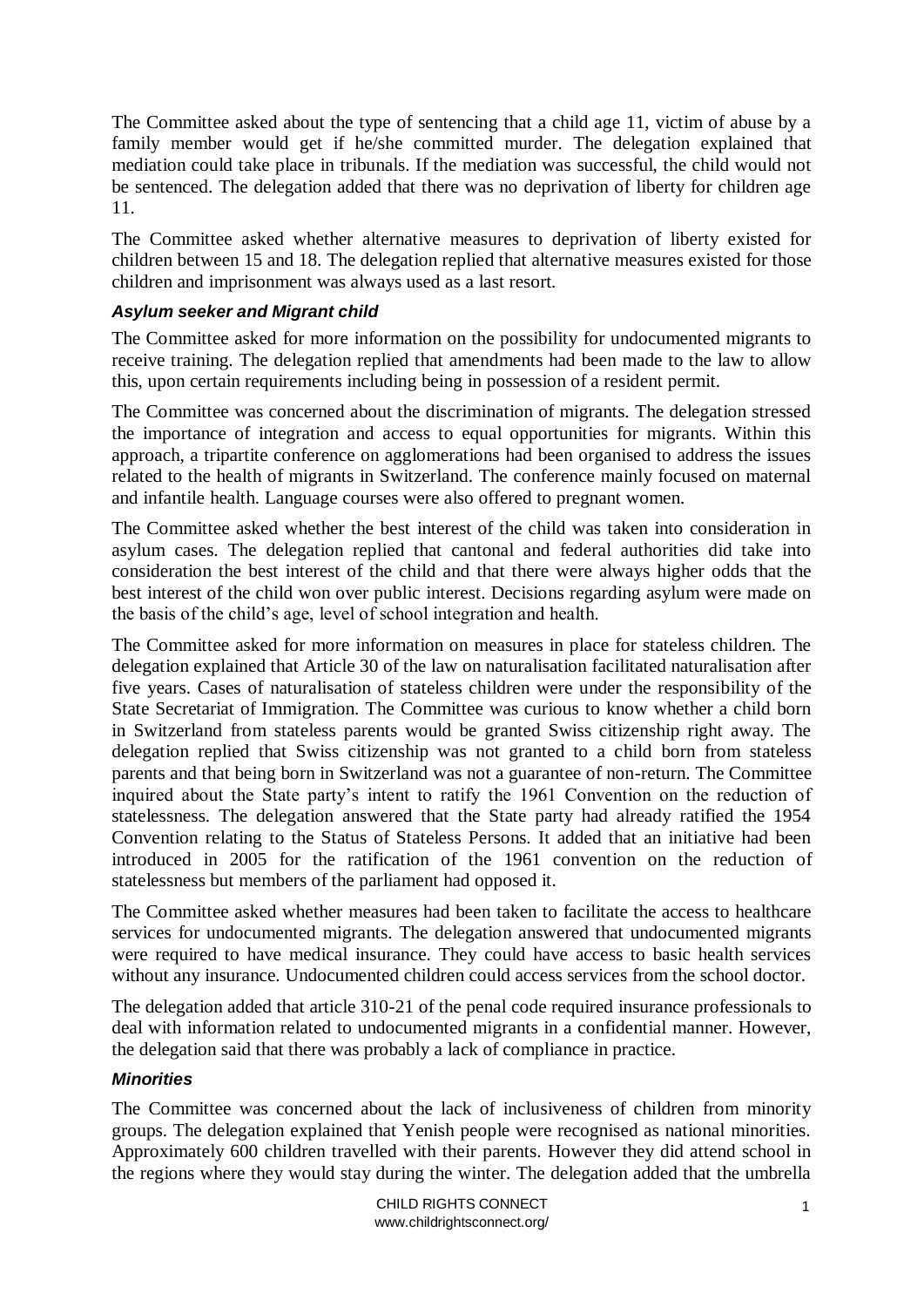The Committee asked about the type of sentencing that a child age 11, victim of abuse by a family member would get if he/she committed murder. The delegation explained that mediation could take place in tribunals. If the mediation was successful, the child would not be sentenced. The delegation added that there was no deprivation of liberty for children age 11.

The Committee asked whether alternative measures to deprivation of liberty existed for children between 15 and 18. The delegation replied that alternative measures existed for those children and imprisonment was always used as a last resort.

### *Asylum seeker and Migrant child*

The Committee asked for more information on the possibility for undocumented migrants to receive training. The delegation replied that amendments had been made to the law to allow this, upon certain requirements including being in possession of a resident permit.

The Committee was concerned about the discrimination of migrants. The delegation stressed the importance of integration and access to equal opportunities for migrants. Within this approach, a tripartite conference on agglomerations had been organised to address the issues related to the health of migrants in Switzerland. The conference mainly focused on maternal and infantile health. Language courses were also offered to pregnant women.

The Committee asked whether the best interest of the child was taken into consideration in asylum cases. The delegation replied that cantonal and federal authorities did take into consideration the best interest of the child and that there were always higher odds that the best interest of the child won over public interest. Decisions regarding asylum were made on the basis of the child's age, level of school integration and health.

The Committee asked for more information on measures in place for stateless children. The delegation explained that Article 30 of the law on naturalisation facilitated naturalisation after five years. Cases of naturalisation of stateless children were under the responsibility of the State Secretariat of Immigration. The Committee was curious to know whether a child born in Switzerland from stateless parents would be granted Swiss citizenship right away. The delegation replied that Swiss citizenship was not granted to a child born from stateless parents and that being born in Switzerland was not a guarantee of non-return. The Committee inquired about the State party's intent to ratify the 1961 Convention on the reduction of statelessness. The delegation answered that the State party had already ratified the 1954 Convention relating to the Status of Stateless Persons. It added that an initiative had been introduced in 2005 for the ratification of the 1961 convention on the reduction of statelessness but members of the parliament had opposed it.

The Committee asked whether measures had been taken to facilitate the access to healthcare services for undocumented migrants. The delegation answered that undocumented migrants were required to have medical insurance. They could have access to basic health services without any insurance. Undocumented children could access services from the school doctor.

The delegation added that article 310-21 of the penal code required insurance professionals to deal with information related to undocumented migrants in a confidential manner. However, the delegation said that there was probably a lack of compliance in practice.

### *Minorities*

The Committee was concerned about the lack of inclusiveness of children from minority groups. The delegation explained that Yenish people were recognised as national minorities. Approximately 600 children travelled with their parents. However they did attend school in the regions where they would stay during the winter. The delegation added that the umbrella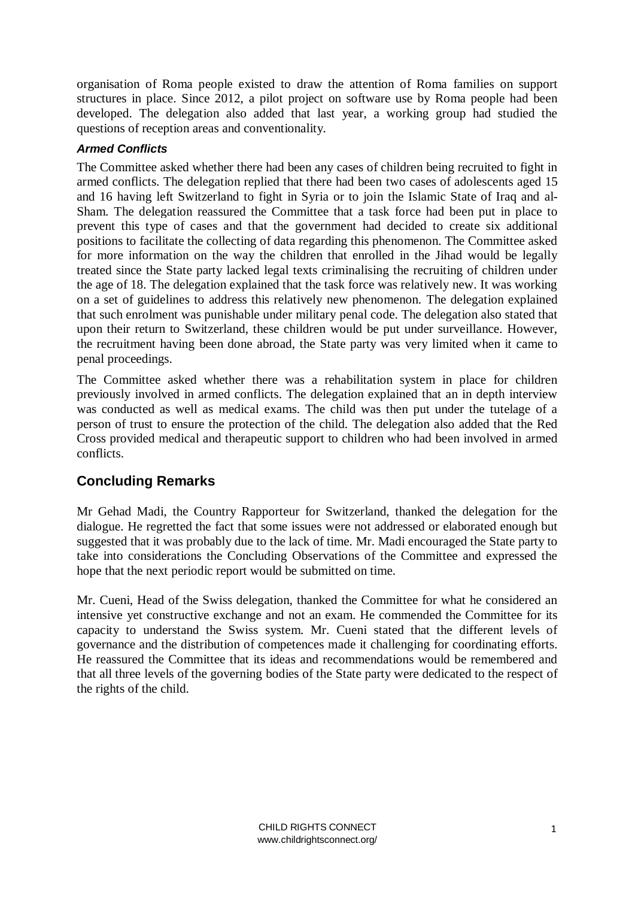organisation of Roma people existed to draw the attention of Roma families on support structures in place. Since 2012, a pilot project on software use by Roma people had been developed. The delegation also added that last year, a working group had studied the questions of reception areas and conventionality.

***Armed Conflicts***

The Committee asked whether there had been any cases of children being recruited to fight in armed conflicts. The delegation replied that there had been two cases of adolescents aged 15 and 16 having left Switzerland to fight in Syria or to join the Islamic State of Iraq and al-Sham. The delegation reassured the Committee that a task force had been put in place to prevent this type of cases and that the government had decided to create six additional positions to facilitate the collecting of data regarding this phenomenon. The Committee asked for more information on the way the children that enrolled in the Jihad would be legally treated since the State party lacked legal texts criminalising the recruiting of children under the age of 18. The delegation explained that the task force was relatively new. It was working on a set of guidelines to address this relatively new phenomenon. The delegation explained that such enrolment was punishable under military penal code. The delegation also stated that upon their return to Switzerland, these children would be put under surveillance. However, the recruitment having been done abroad, the State party was very limited when it came to penal proceedings.

The Committee asked whether there was a rehabilitation system in place for children previously involved in armed conflicts. The delegation explained that an in depth interview was conducted as well as medical exams. The child was then put under the tutelage of a person of trust to ensure the protection of the child. The delegation also added that the Red Cross provided medical and therapeutic support to children who had been involved in armed conflicts.

## Concluding Remarks

Mr Gehad Madi, the Country Rapporteur for Switzerland, thanked the delegation for the dialogue. He regretted the fact that some issues were not addressed or elaborated enough but suggested that it was probably due to the lack of time. Mr. Madi encouraged the State party to take into considerations the Concluding Observations of the Committee and expressed the hope that the next periodic report would be submitted on time.

Mr. Cueni, Head of the Swiss delegation, thanked the Committee for what he considered an intensive yet constructive exchange and not an exam. He commended the Committee for its capacity to understand the Swiss system. Mr. Cueni stated that the different levels of governance and the distribution of competences made it challenging for coordinating efforts. He reassured the Committee that its ideas and recommendations would be remembered and that all three levels of the governing bodies of the State party were dedicated to the respect of the rights of the child.